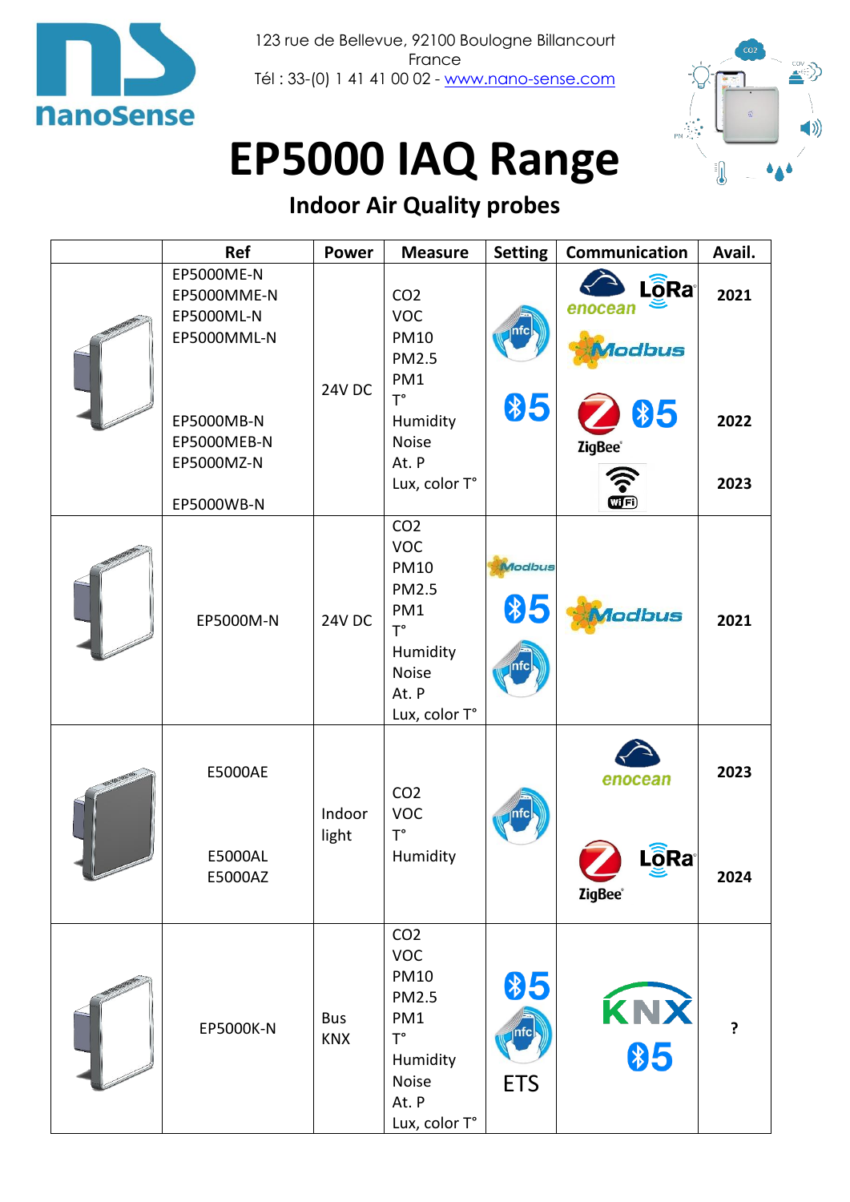nanoSense

123 rue de Bellevue, 92100 Boulogne Billancourt
France
Tél : 33-(0) 1 41 41 00 02 - www.nano-sense.com

# EP5000 IAQ Range

## Indoor Air Quality probes

| | Ref | Power | Measure | Setting | Communication | Avail. |
|---|---|---|---|---|---|---|
| | EP5000ME-N<br>EP5000MME-N<br>EP5000ML-N<br>EP5000MML-N<br><br>EP5000MB-N<br>EP5000MEB-N<br>EP5000MZ-N<br><br>EP5000WB-N | 24V DC | $CO_2$<br>VOC<br>PM10<br>PM2.5<br>PM1<br>T°<br>Humidity<br>Noise<br>At. P<br>Lux, color T° | nfc<br>Bluetooth 5 | enocean, LoRa, Modbus<br><br>ZigBee, Bluetooth 5<br><br>WiFi | 2021<br><br>2022<br><br>2023 |
| | EP5000M-N | 24V DC | $CO_2$<br>VOC<br>PM10<br>PM2.5<br>PM1<br>T°<br>Humidity<br>Noise<br>At. P<br>Lux, color T° | Modbus<br>Bluetooth 5<br>nfc | Modbus | 2021 |
| | E5000AE<br><br>E5000AL<br>E5000AZ | Indoor light | $CO_2$<br>VOC<br>T°<br>Humidity | nfc | enocean<br><br>ZigBee, LoRa | 2023<br><br>2024 |
| | EP5000K-N | Bus KNX | $CO_2$<br>VOC<br>PM10<br>PM2.5<br>PM1<br>T°<br>Humidity<br>Noise<br>At. P<br>Lux, color T° | Bluetooth 5<br>nfc<br>ETS | KNX<br>Bluetooth 5 | ? |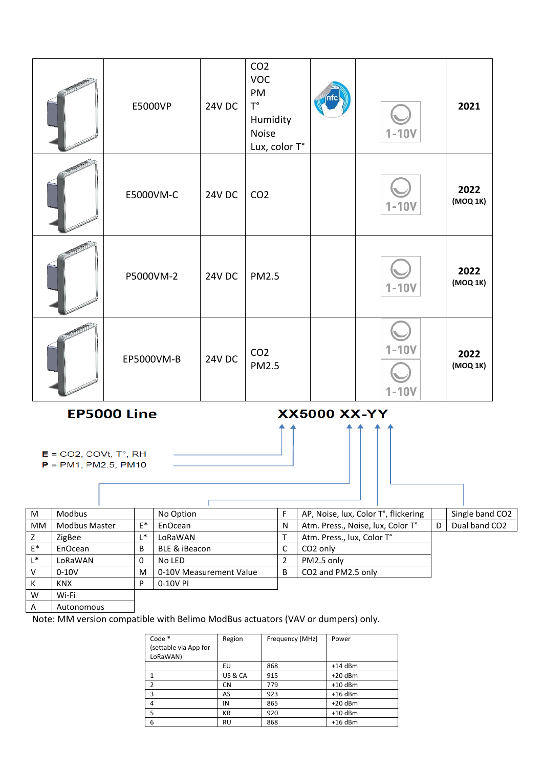| | Model | Supply | Sensors | NFC | Output | Year |
|---|---|---|---|---|---|---|
| | E5000VP | 24V DC | CO2<br>VOC<br>PM<br>T°<br>Humidity<br>Noise<br>Lux, color T° | nfc | 1-10V | **2021** |
| | E5000VM-C | 24V DC | CO2 | | 1-10V | **2022**<br>**(MOQ 1K)** |
| | P5000VM-2 | 24V DC | PM2.5 | | 1-10V | **2022**<br>**(MOQ 1K)** |
| | EP5000VM-B | 24V DC | CO2<br>PM2.5 | | 1-10V<br>1-10V | **2022**<br>**(MOQ 1K)** |

## EP5000 Line

**XX5000 XX-YY**

**E** = CO2, COVt, T°, RH
**P** = PM1, PM2.5, PM10

| | |
|---|---|
| M | Modbus |
| MM | Modbus Master |
| Z | ZigBee |
| E* | EnOcean |
| L* | LoRaWAN |
| V | 0-10V |
| K | KNX |
| W | Wi-Fi |
| A | Autonomous |

| | |
|---|---|
| | No Option |
| E* | EnOcean |
| L* | LoRaWAN |
| B | BLE & iBeacon |
| 0 | No LED |
| M | 0-10V Measurement Value |
| P | 0-10V PI |

| | |
|---|---|
| F | AP, Noise, lux, Color T°, flickering |
| N | Atm. Press., Noise, lux, Color T° |
| T | Atm. Press., lux, Color T° |
| C | CO2 only |
| 2 | PM2.5 only |
| B | CO2 and PM2.5 only |

| | |
|---|---|
| | Single band CO2 |
| D | Dual band CO2 |

Note: MM version compatible with Belimo ModBus actuators (VAV or dumpers) only.

| Code *<br>(settable via App for LoRaWAN) | Region | Frequency [MHz] | Power |
|---|---|---|---|
| | EU | 868 | +14 dBm |
| 1 | US & CA | 915 | +20 dBm |
| 2 | CN | 779 | +10 dBm |
| 3 | AS | 923 | +16 dBm |
| 4 | IN | 865 | +20 dBm |
| 5 | KR | 920 | +10 dBm |
| 6 | RU | 868 | +16 dBm |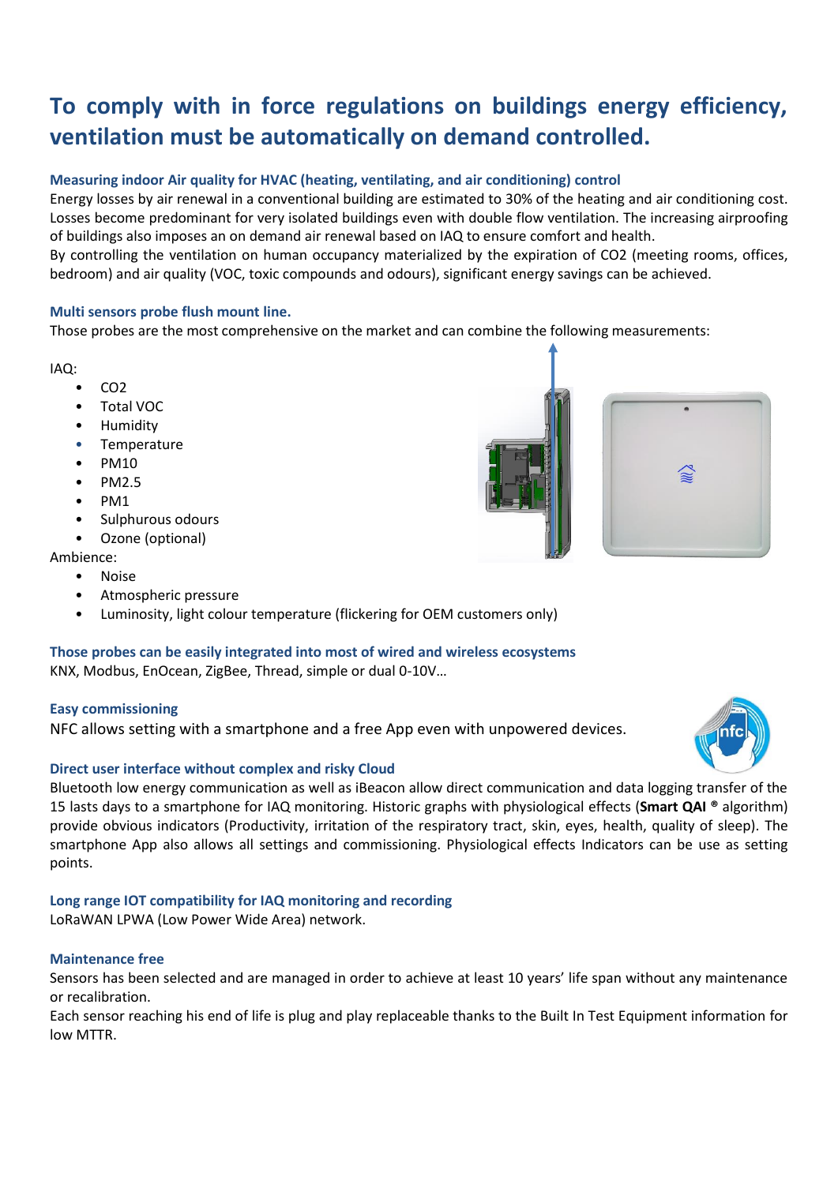# To comply with in force regulations on buildings energy efficiency, ventilation must be automatically on demand controlled.

### Measuring indoor Air quality for HVAC (heating, ventilating, and air conditioning) control

Energy losses by air renewal in a conventional building are estimated to 30% of the heating and air conditioning cost. Losses become predominant for very isolated buildings even with double flow ventilation. The increasing airproofing of buildings also imposes an on demand air renewal based on IAQ to ensure comfort and health.

By controlling the ventilation on human occupancy materialized by the expiration of $CO_2$ (meeting rooms, offices, bedroom) and air quality (VOC, toxic compounds and odours), significant energy savings can be achieved.

### Multi sensors probe flush mount line.

Those probes are the most comprehensive on the market and can combine the following measurements:

IAQ:

- $CO_2$
- Total VOC
- Humidity
- Temperature
- PM10
- PM2.5
- PM1
- Sulphurous odours
- Ozone (optional)

Ambience:

- Noise
- Atmospheric pressure
- Luminosity, light colour temperature (flickering for OEM customers only)

### Those probes can be easily integrated into most of wired and wireless ecosystems

KNX, Modbus, EnOcean, ZigBee, Thread, simple or dual 0-10V…

### Easy commissioning

NFC allows setting with a smartphone and a free App even with unpowered devices.

### Direct user interface without complex and risky Cloud

Bluetooth low energy communication as well as iBeacon allow direct communication and data logging transfer of the 15 lasts days to a smartphone for IAQ monitoring. Historic graphs with physiological effects (**Smart QAI ®** algorithm) provide obvious indicators (Productivity, irritation of the respiratory tract, skin, eyes, health, quality of sleep). The smartphone App also allows all settings and commissioning. Physiological effects Indicators can be use as setting points.

### Long range IOT compatibility for IAQ monitoring and recording

LoRaWAN LPWA (Low Power Wide Area) network.

### Maintenance free

Sensors has been selected and are managed in order to achieve at least 10 years' life span without any maintenance or recalibration.

Each sensor reaching his end of life is plug and play replaceable thanks to the Built In Test Equipment information for low MTTR.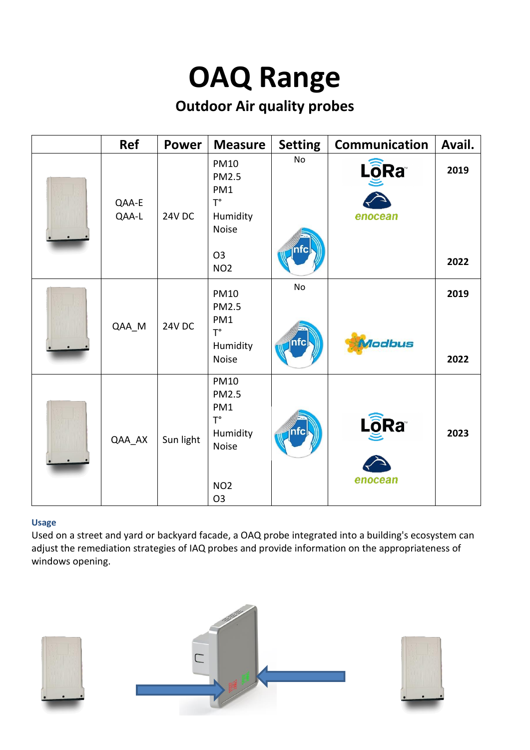# OAQ Range

## Outdoor Air quality probes

| | Ref | Power | Measure | Setting | Communication | Avail. |
|---|---|---|---|---|---|---|
| | QAA-E<br>QAA-L | 24V DC | PM10<br>PM2.5<br>PM1<br>T°<br>Humidity<br>Noise<br><br>O3<br>NO2 | No<br><br>nfc | LoRa<br>enocean | 2019<br><br>2022 |
| | QAA_M | 24V DC | PM10<br>PM2.5<br>PM1<br>T°<br>Humidity<br>Noise | No<br><br>nfc | Modbus | 2019<br><br>2022 |
| | QAA_AX | Sun light | PM10<br>PM2.5<br>PM1<br>T°<br>Humidity<br>Noise<br><br>NO2<br>O3 | nfc | LoRa<br>enocean | 2023 |

**Usage**

Used on a street and yard or backyard facade, a OAQ probe integrated into a building's ecosystem can adjust the remediation strategies of IAQ probes and provide information on the appropriateness of windows opening.